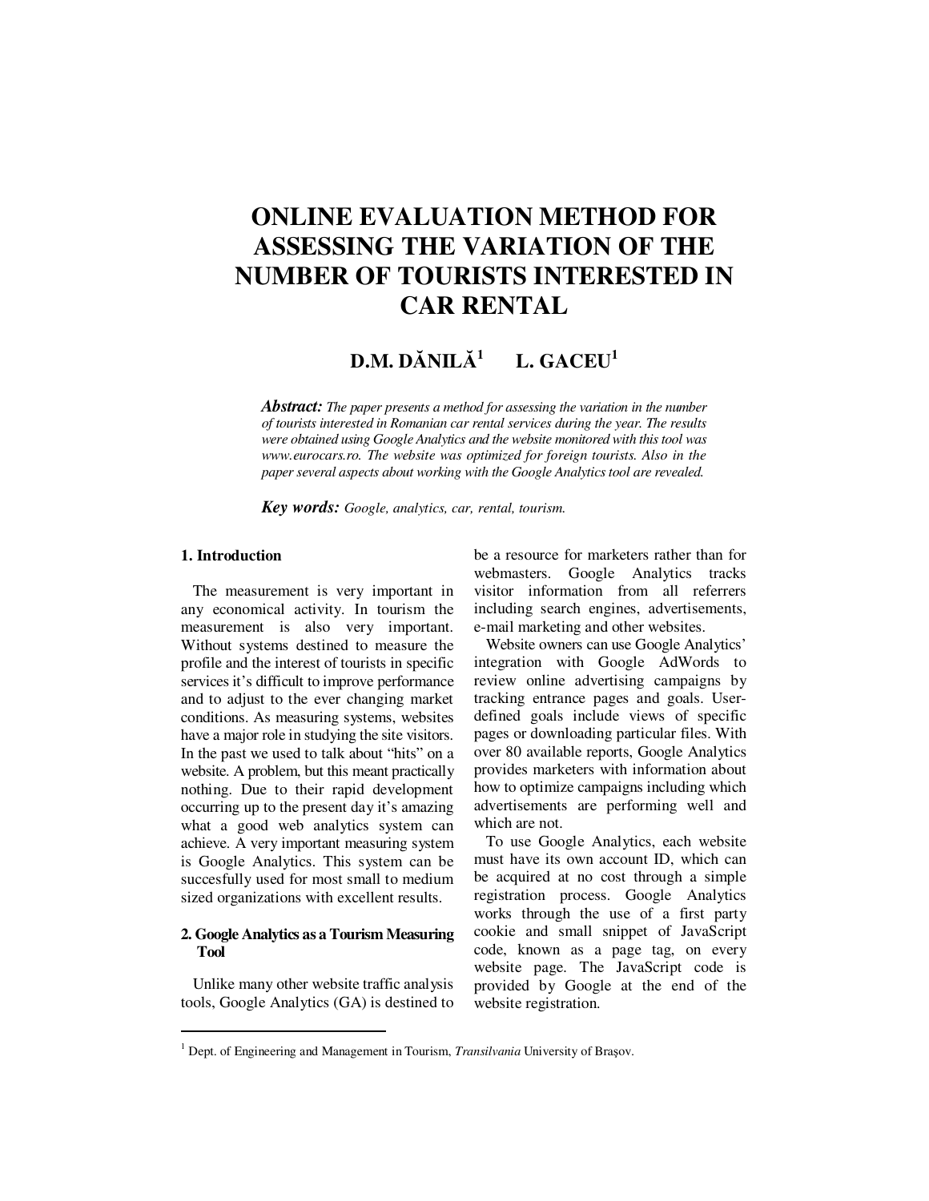# ONLINE EVALUATION METHOD FOR ASSESSING THE VARIATION OF THE NUMBER OF TOURISTS INTERESTED IN CAR RENTAL

**D.M. DĂNILĂ[1] L. GACEU[1]**

***Abstract:*** *The paper presents a method for assessing the variation in the number of tourists interested in Romanian car rental services during the year. The results were obtained using Google Analytics and the website monitored with this tool was www.eurocars.ro. The website was optimized for foreign tourists. Also in the paper several aspects about working with the Google Analytics tool are revealed.*

***Key words:*** *Google, analytics, car, rental, tourism.*

## 1. Introduction

The measurement is very important in any economical activity. In tourism the measurement is also very important. Without systems destined to measure the profile and the interest of tourists in specific services it's difficult to improve performance and to adjust to the ever changing market conditions. As measuring systems, websites have a major role in studying the site visitors. In the past we used to talk about "hits" on a website. A problem, but this meant practically nothing. Due to their rapid development occurring up to the present day it's amazing what a good web analytics system can achieve. A very important measuring system is Google Analytics. This system can be succesfully used for most small to medium sized organizations with excellent results.

## 2. Google Analytics as a Tourism Measuring Tool

Unlike many other website traffic analysis tools, Google Analytics (GA) is destined to be a resource for marketers rather than for webmasters. Google Analytics tracks visitor information from all referrers including search engines, advertisements, e-mail marketing and other websites.

Website owners can use Google Analytics' integration with Google AdWords to review online advertising campaigns by tracking entrance pages and goals. User-defined goals include views of specific pages or downloading particular files. With over 80 available reports, Google Analytics provides marketers with information about how to optimize campaigns including which advertisements are performing well and which are not.

To use Google Analytics, each website must have its own account ID, which can be acquired at no cost through a simple registration process. Google Analytics works through the use of a first party cookie and small snippet of JavaScript code, known as a page tag, on every website page. The JavaScript code is provided by Google at the end of the website registration.

---

[1] Dept. of Engineering and Management in Tourism, *Transilvania* University of Braşov.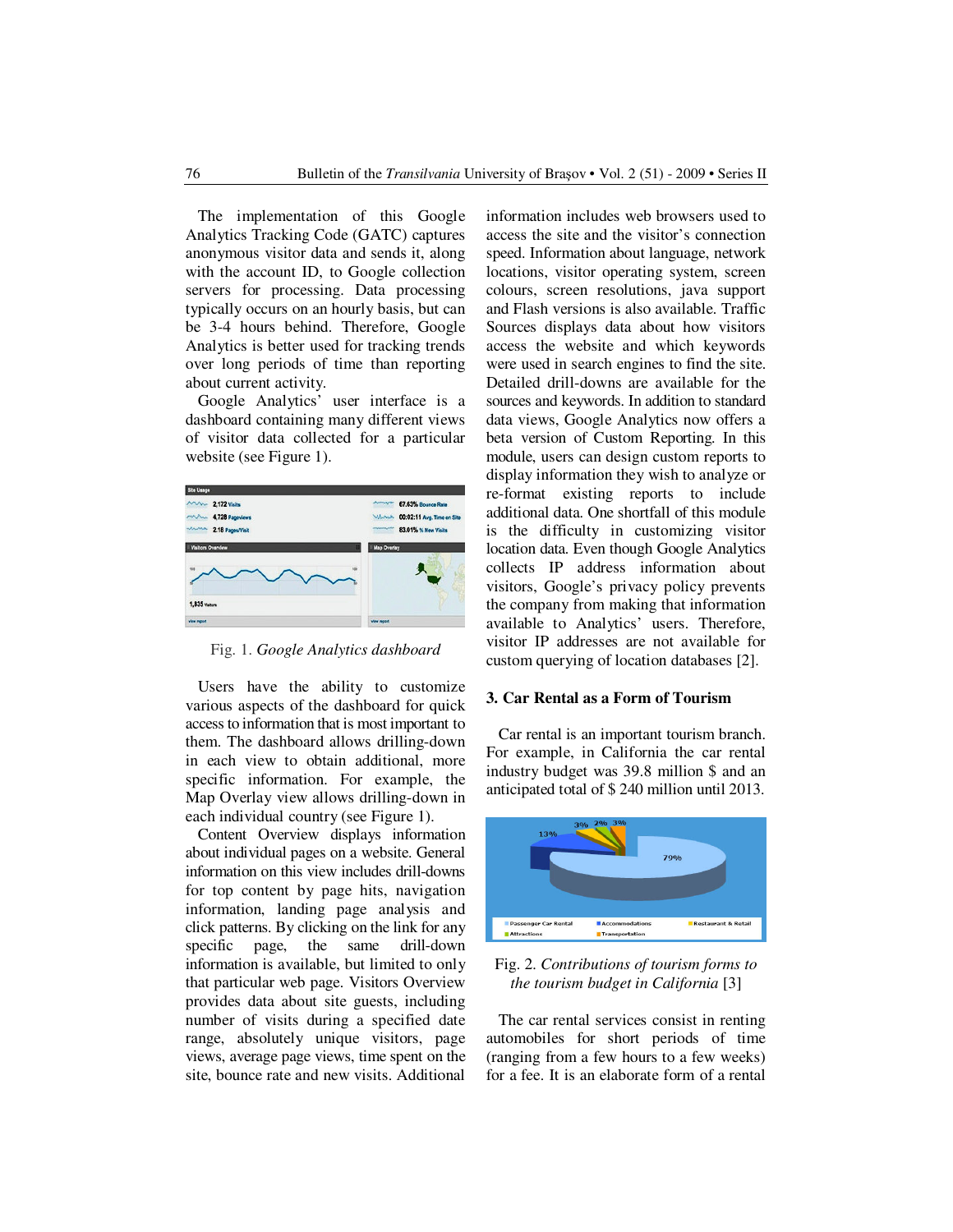The implementation of this Google Analytics Tracking Code (GATC) captures anonymous visitor data and sends it, along with the account ID, to Google collection servers for processing. Data processing typically occurs on an hourly basis, but can be 3-4 hours behind. Therefore, Google Analytics is better used for tracking trends over long periods of time than reporting about current activity.

Google Analytics' user interface is a dashboard containing many different views of visitor data collected for a particular website (see Figure 1).

Fig. 1. *Google Analytics dashboard*

Users have the ability to customize various aspects of the dashboard for quick access to information that is most important to them. The dashboard allows drilling-down in each view to obtain additional, more specific information. For example, the Map Overlay view allows drilling-down in each individual country (see Figure 1).

Content Overview displays information about individual pages on a website. General information on this view includes drill-downs for top content by page hits, navigation information, landing page analysis and click patterns. By clicking on the link for any specific page, the same drill-down information is available, but limited to only that particular web page. Visitors Overview provides data about site guests, including number of visits during a specified date range, absolutely unique visitors, page views, average page views, time spent on the site, bounce rate and new visits. Additional information includes web browsers used to access the site and the visitor's connection speed. Information about language, network locations, visitor operating system, screen colours, screen resolutions, java support and Flash versions is also available. Traffic Sources displays data about how visitors access the website and which keywords were used in search engines to find the site. Detailed drill-downs are available for the sources and keywords. In addition to standard data views, Google Analytics now offers a beta version of Custom Reporting. In this module, users can design custom reports to display information they wish to analyze or re-format existing reports to include additional data. One shortfall of this module is the difficulty in customizing visitor location data. Even though Google Analytics collects IP address information about visitors, Google's privacy policy prevents the company from making that information available to Analytics' users. Therefore, visitor IP addresses are not available for custom querying of location databases [2].

## 3. Car Rental as a Form of Tourism

Car rental is an important tourism branch. For example, in California the car rental industry budget was 39.8 million $ and an anticipated total of $ 240 million until 2013.

Fig. 2. *Contributions of tourism forms to the tourism budget in California* [3]

The car rental services consist in renting automobiles for short periods of time (ranging from a few hours to a few weeks) for a fee. It is an elaborate form of a rental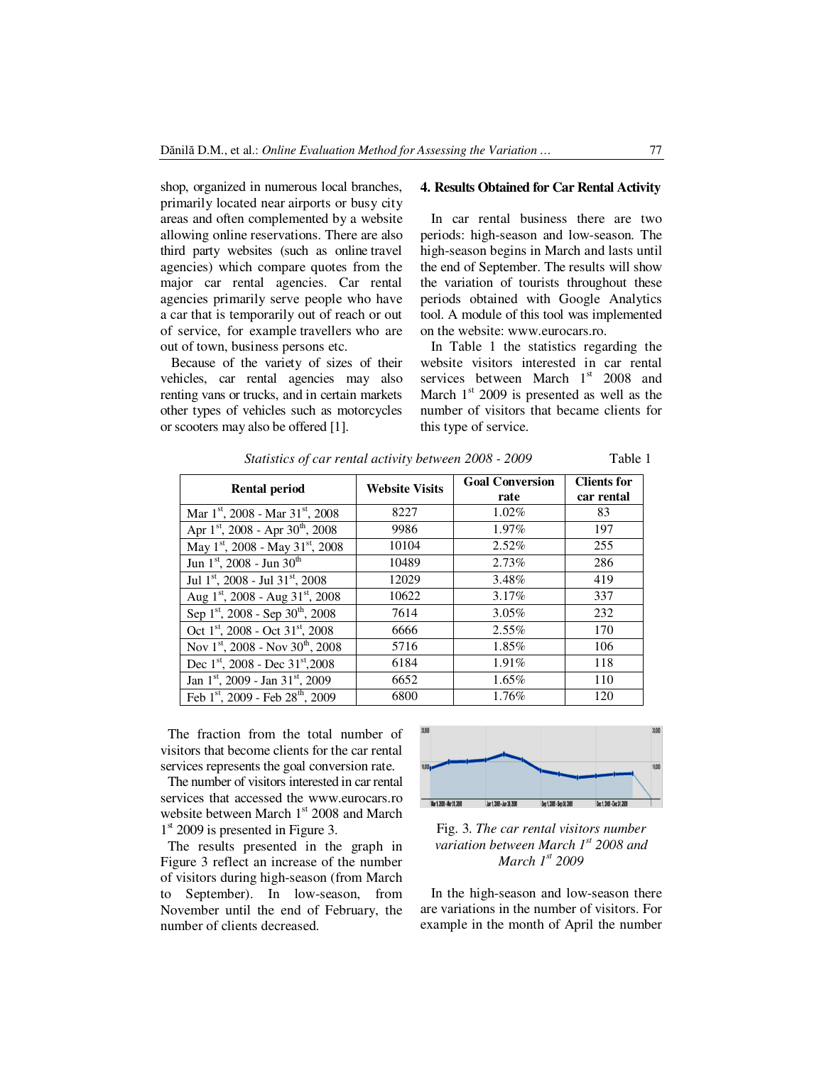shop, organized in numerous local branches, primarily located near airports or busy city areas and often complemented by a website allowing online reservations. There are also third party websites (such as online travel agencies) which compare quotes from the major car rental agencies. Car rental agencies primarily serve people who have a car that is temporarily out of reach or out of service, for example travellers who are out of town, business persons etc.

Because of the variety of sizes of their vehicles, car rental agencies may also renting vans or trucks, and in certain markets other types of vehicles such as motorcycles or scooters may also be offered [1].

## 4. Results Obtained for Car Rental Activity

In car rental business there are two periods: high-season and low-season. The high-season begins in March and lasts until the end of September. The results will show the variation of tourists throughout these periods obtained with Google Analytics tool. A module of this tool was implemented on the website: www.eurocars.ro.

In Table 1 the statistics regarding the website visitors interested in car rental services between March 1st 2008 and March 1st 2009 is presented as well as the number of visitors that became clients for this type of service.

*Statistics of car rental activity between 2008 - 2009* Table 1

| Rental period | Website Visits | Goal Conversion rate | Clients for car rental |
|---|---|---|---|
| Mar 1st, 2008 - Mar 31st, 2008 | 8227 | 1.02% | 83 |
| Apr 1st, 2008 - Apr 30th, 2008 | 9986 | 1.97% | 197 |
| May 1st, 2008 - May 31st, 2008 | 10104 | 2.52% | 255 |
| Jun 1st, 2008 - Jun 30th | 10489 | 2.73% | 286 |
| Jul 1st, 2008 - Jul 31st, 2008 | 12029 | 3.48% | 419 |
| Aug 1st, 2008 - Aug 31st, 2008 | 10622 | 3.17% | 337 |
| Sep 1st, 2008 - Sep 30th, 2008 | 7614 | 3.05% | 232 |
| Oct 1st, 2008 - Oct 31st, 2008 | 6666 | 2.55% | 170 |
| Nov 1st, 2008 - Nov 30th, 2008 | 5716 | 1.85% | 106 |
| Dec 1st, 2008 - Dec 31st,2008 | 6184 | 1.91% | 118 |
| Jan 1st, 2009 - Jan 31st, 2009 | 6652 | 1.65% | 110 |
| Feb 1st, 2009 - Feb 28th, 2009 | 6800 | 1.76% | 120 |

The fraction from the total number of visitors that become clients for the car rental services represents the goal conversion rate.

The number of visitors interested in car rental services that accessed the www.eurocars.ro website between March 1st 2008 and March 1st 2009 is presented in Figure 3.

The results presented in the graph in Figure 3 reflect an increase of the number of visitors during high-season (from March to September). In low-season, from November until the end of February, the number of clients decreased.

Fig. 3. *The car rental visitors number variation between March 1st 2008 and March 1st 2009*

In the high-season and low-season there are variations in the number of visitors. For example in the month of April the number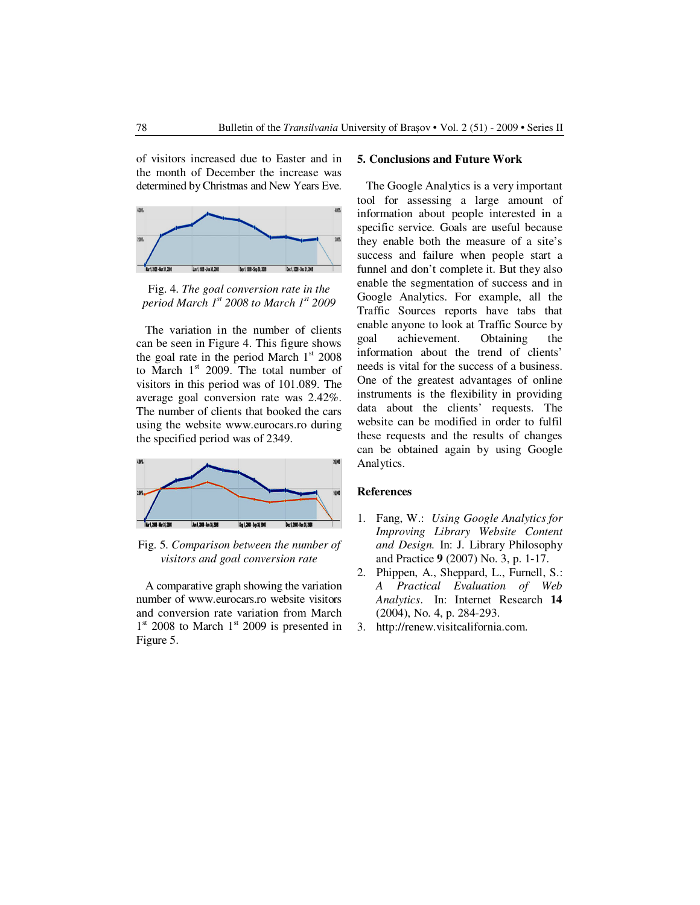of visitors increased due to Easter and in the month of December the increase was determined by Christmas and New Years Eve.

Fig. 4. *The goal conversion rate in the period March 1st 2008 to March 1st 2009*

The variation in the number of clients can be seen in Figure 4. This figure shows the goal rate in the period March 1st 2008 to March 1st 2009. The total number of visitors in this period was of 101.089. The average goal conversion rate was 2.42%. The number of clients that booked the cars using the website www.eurocars.ro during the specified period was of 2349.

Fig. 5. *Comparison between the number of visitors and goal conversion rate*

A comparative graph showing the variation number of www.eurocars.ro website visitors and conversion rate variation from March 1st 2008 to March 1st 2009 is presented in Figure 5.

## 5. Conclusions and Future Work

The Google Analytics is a very important tool for assessing a large amount of information about people interested in a specific service. Goals are useful because they enable both the measure of a site's success and failure when people start a funnel and don't complete it. But they also enable the segmentation of success and in Google Analytics. For example, all the Traffic Sources reports have tabs that enable anyone to look at Traffic Source by goal achievement. Obtaining the information about the trend of clients' needs is vital for the success of a business. One of the greatest advantages of online instruments is the flexibility in providing data about the clients' requests. The website can be modified in order to fulfil these requests and the results of changes can be obtained again by using Google Analytics.

## References

1. Fang, W.: *Using Google Analytics for Improving Library Website Content and Design.* In: J. Library Philosophy and Practice **9** (2007) No. 3, p. 1-17.
2. Phippen, A., Sheppard, L., Furnell, S.: *A Practical Evaluation of Web Analytics*. In: Internet Research **14** (2004), No. 4, p. 284-293.
3. http://renew.visitcalifornia.com.